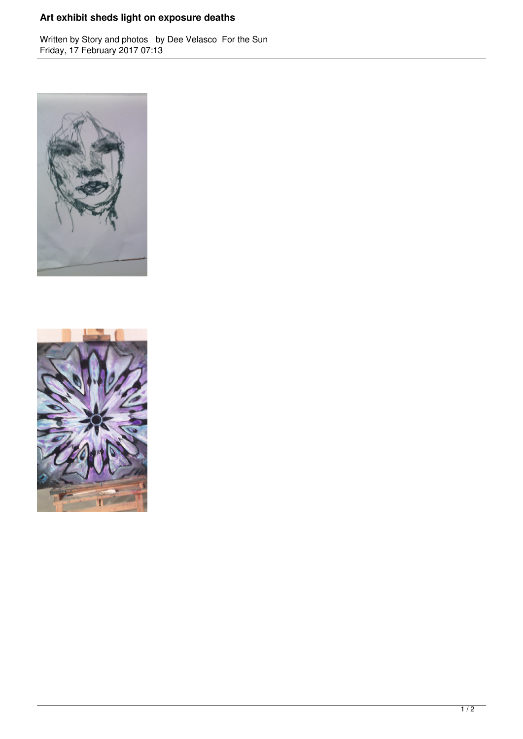# Art exhibit sheds light on exposure deaths

Written by Story and photos by Dee Velasco For the Sun
Friday, 17 February 2017 07:13